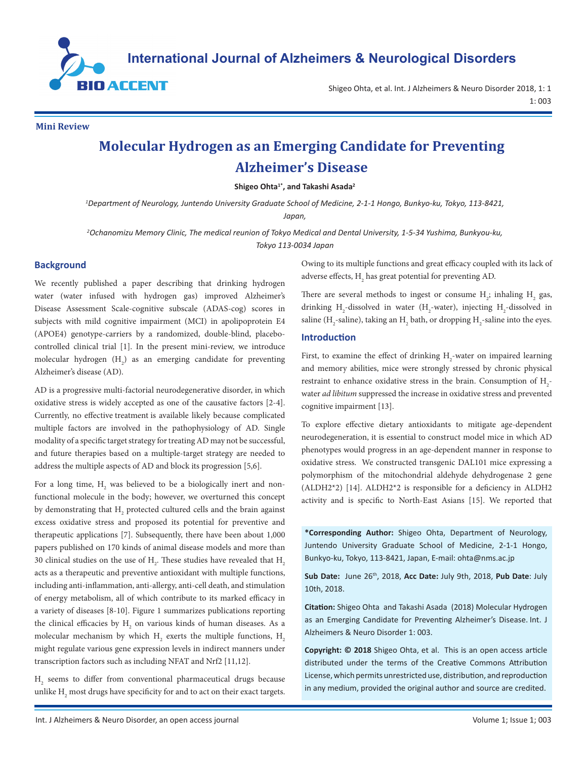**Mini Review**

# Molecular Hydrogen as an Emerging Candidate for Preventing Alzheimer's Disease

**Shigeo Ohta[1*], and Takashi Asada[2]**

[1]*Department of Neurology, Juntendo University Graduate School of Medicine, 2-1-1 Hongo, Bunkyo-ku, Tokyo, 113-8421, Japan,*

[2]*Ochanomizu Memory Clinic, The medical reunion of Tokyo Medical and Dental University, 1-5-34 Yushima, Bunkyou-ku, Tokyo 113-0034 Japan*

## Background

We recently published a paper describing that drinking hydrogen water (water infused with hydrogen gas) improved Alzheimer's Disease Assessment Scale-cognitive subscale (ADAS-cog) scores in subjects with mild cognitive impairment (MCI) in apolipoprotein E4 (APOE4) genotype-carriers by a randomized, double-blind, placebo-controlled clinical trial [1]. In the present mini-review, we introduce molecular hydrogen ($H_2$) as an emerging candidate for preventing Alzheimer's disease (AD).

AD is a progressive multi-factorial neurodegenerative disorder, in which oxidative stress is widely accepted as one of the causative factors [2-4]. Currently, no effective treatment is available likely because complicated multiple factors are involved in the pathophysiology of AD. Single modality of a specific target strategy for treating AD may not be successful, and future therapies based on a multiple-target strategy are needed to address the multiple aspects of AD and block its progression [5,6].

For a long time, $H_2$ was believed to be a biologically inert and non-functional molecule in the body; however, we overturned this concept by demonstrating that $H_2$ protected cultured cells and the brain against excess oxidative stress and proposed its potential for preventive and therapeutic applications [7]. Subsequently, there have been about 1,000 papers published on 170 kinds of animal disease models and more than 30 clinical studies on the use of $H_2$. These studies have revealed that $H_2$ acts as a therapeutic and preventive antioxidant with multiple functions, including anti-inflammation, anti-allergy, anti-cell death, and stimulation of energy metabolism, all of which contribute to its marked efficacy in a variety of diseases [8-10]. Figure 1 summarizes publications reporting the clinical efficacies by $H_2$ on various kinds of human diseases. As a molecular mechanism by which $H_2$ exerts the multiple functions, $H_2$ might regulate various gene expression levels in indirect manners under transcription factors such as including NFAT and Nrf2 [11,12].

$H_2$ seems to differ from conventional pharmaceutical drugs because unlike $H_2$ most drugs have specificity for and to act on their exact targets. Owing to its multiple functions and great efficacy coupled with its lack of adverse effects, $H_2$ has great potential for preventing AD.

There are several methods to ingest or consume $H_2$; inhaling $H_2$ gas, drinking $H_2$-dissolved in water ($H_2$-water), injecting $H_2$-dissolved in saline ($H_2$-saline), taking an $H_2$ bath, or dropping $H_2$-saline into the eyes.

## Introduction

First, to examine the effect of drinking $H_2$-water on impaired learning and memory abilities, mice were strongly stressed by chronic physical restraint to enhance oxidative stress in the brain. Consumption of $H_2$-water *ad libitum* suppressed the increase in oxidative stress and prevented cognitive impairment [13].

To explore effective dietary antioxidants to mitigate age-dependent neurodegeneration, it is essential to construct model mice in which AD phenotypes would progress in an age-dependent manner in response to oxidative stress. We constructed transgenic DAL101 mice expressing a polymorphism of the mitochondrial aldehyde dehydrogenase 2 gene (ALDH2*2) [14]. ALDH2*2 is responsible for a deficiency in ALDH2 activity and is specific to North-East Asians [15]. We reported that

**\*Corresponding Author:** Shigeo Ohta, Department of Neurology, Juntendo University Graduate School of Medicine, 2-1-1 Hongo, Bunkyo-ku, Tokyo, 113-8421, Japan, E-mail: ohta@nms.ac.jp

**Sub Date:** June 26th, 2018, **Acc Date:** July 9th, 2018, **Pub Date**: July 10th, 2018.

**Citation:** Shigeo Ohta and Takashi Asada (2018) Molecular Hydrogen as an Emerging Candidate for Preventing Alzheimer's Disease. Int. J Alzheimers & Neuro Disorder 1: 003.

**Copyright: © 2018** Shigeo Ohta, et al. This is an open access article distributed under the terms of the Creative Commons Attribution License, which permits unrestricted use, distribution, and reproduction in any medium, provided the original author and source are credited.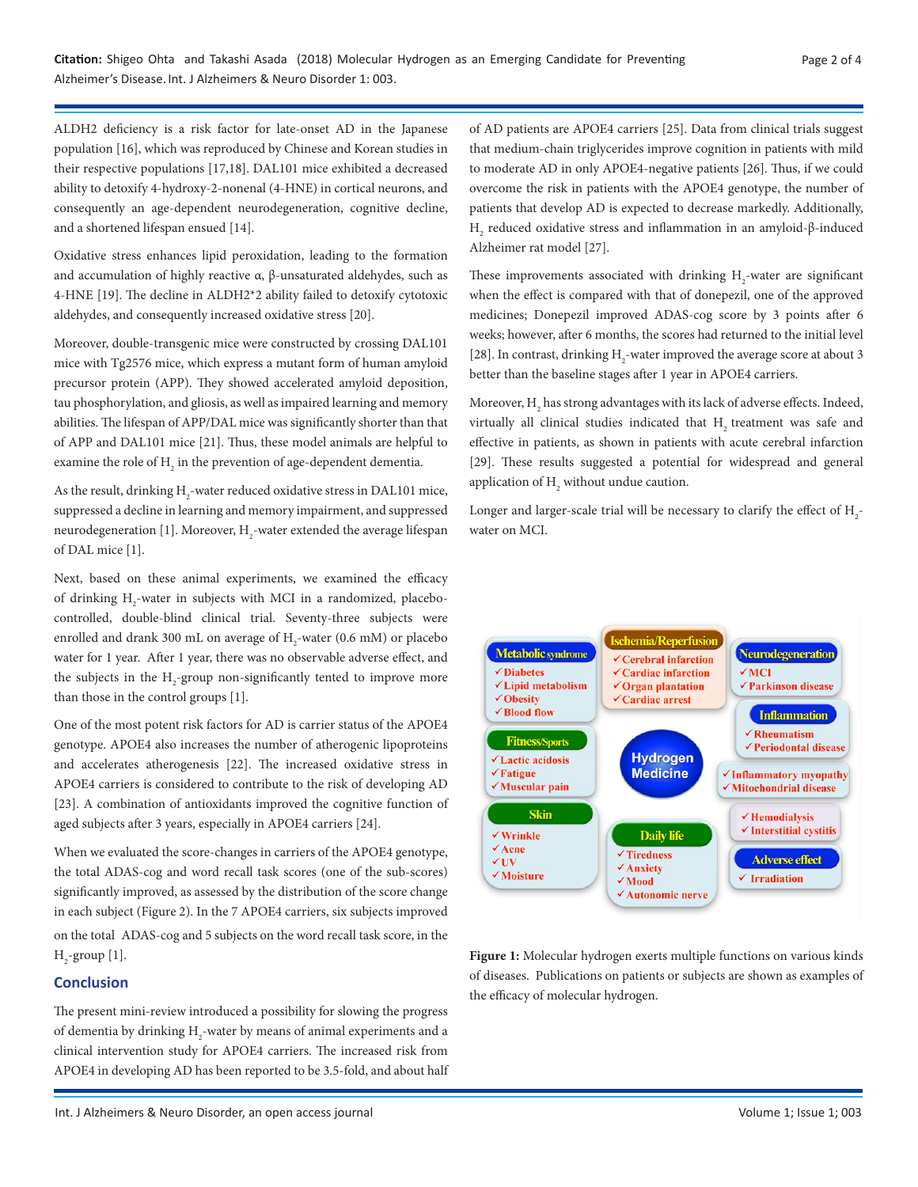ALDH2 deficiency is a risk factor for late-onset AD in the Japanese population [16], which was reproduced by Chinese and Korean studies in their respective populations [17,18]. DAL101 mice exhibited a decreased ability to detoxify 4-hydroxy-2-nonenal (4-HNE) in cortical neurons, and consequently an age-dependent neurodegeneration, cognitive decline, and a shortened lifespan ensued [14].

Oxidative stress enhances lipid peroxidation, leading to the formation and accumulation of highly reactive α, β-unsaturated aldehydes, such as 4-HNE [19]. The decline in ALDH2*2 ability failed to detoxify cytotoxic aldehydes, and consequently increased oxidative stress [20].

Moreover, double-transgenic mice were constructed by crossing DAL101 mice with Tg2576 mice, which express a mutant form of human amyloid precursor protein (APP). They showed accelerated amyloid deposition, tau phosphorylation, and gliosis, as well as impaired learning and memory abilities. The lifespan of APP/DAL mice was significantly shorter than that of APP and DAL101 mice [21]. Thus, these model animals are helpful to examine the role of $H_2$ in the prevention of age-dependent dementia.

As the result, drinking $H_2$-water reduced oxidative stress in DAL101 mice, suppressed a decline in learning and memory impairment, and suppressed neurodegeneration [1]. Moreover, $H_2$-water extended the average lifespan of DAL mice [1].

Next, based on these animal experiments, we examined the efficacy of drinking $H_2$-water in subjects with MCI in a randomized, placebo-controlled, double-blind clinical trial. Seventy-three subjects were enrolled and drank 300 mL on average of $H_2$-water (0.6 mM) or placebo water for 1 year. After 1 year, there was no observable adverse effect, and the subjects in the $H_2$-group non-significantly tented to improve more than those in the control groups [1].

One of the most potent risk factors for AD is carrier status of the APOE4 genotype. APOE4 also increases the number of atherogenic lipoproteins and accelerates atherogenesis [22]. The increased oxidative stress in APOE4 carriers is considered to contribute to the risk of developing AD [23]. A combination of antioxidants improved the cognitive function of aged subjects after 3 years, especially in APOE4 carriers [24].

When we evaluated the score-changes in carriers of the APOE4 genotype, the total ADAS-cog and word recall task scores (one of the sub-scores) significantly improved, as assessed by the distribution of the score change in each subject (Figure 2). In the 7 APOE4 carriers, six subjects improved on the total ADAS-cog and 5 subjects on the word recall task score, in the $H_2$-group [1].

## Conclusion

The present mini-review introduced a possibility for slowing the progress of dementia by drinking $H_2$-water by means of animal experiments and a clinical intervention study for APOE4 carriers. The increased risk from APOE4 in developing AD has been reported to be 3.5-fold, and about half of AD patients are APOE4 carriers [25]. Data from clinical trials suggest that medium-chain triglycerides improve cognition in patients with mild to moderate AD in only APOE4-negative patients [26]. Thus, if we could overcome the risk in patients with the APOE4 genotype, the number of patients that develop AD is expected to decrease markedly. Additionally, $H_2$ reduced oxidative stress and inflammation in an amyloid-β-induced Alzheimer rat model [27].

These improvements associated with drinking $H_2$-water are significant when the effect is compared with that of donepezil, one of the approved medicines; Donepezil improved ADAS-cog score by 3 points after 6 weeks; however, after 6 months, the scores had returned to the initial level [28]. In contrast, drinking $H_2$-water improved the average score at about 3 better than the baseline stages after 1 year in APOE4 carriers.

Moreover, $H_2$ has strong advantages with its lack of adverse effects. Indeed, virtually all clinical studies indicated that $H_2$ treatment was safe and effective in patients, as shown in patients with acute cerebral infarction [29]. These results suggested a potential for widespread and general application of $H_2$ without undue caution.

Longer and larger-scale trial will be necessary to clarify the effect of $H_2$-water on MCI.

**Figure 1:** Molecular hydrogen exerts multiple functions on various kinds of diseases. Publications on patients or subjects are shown as examples of the efficacy of molecular hydrogen.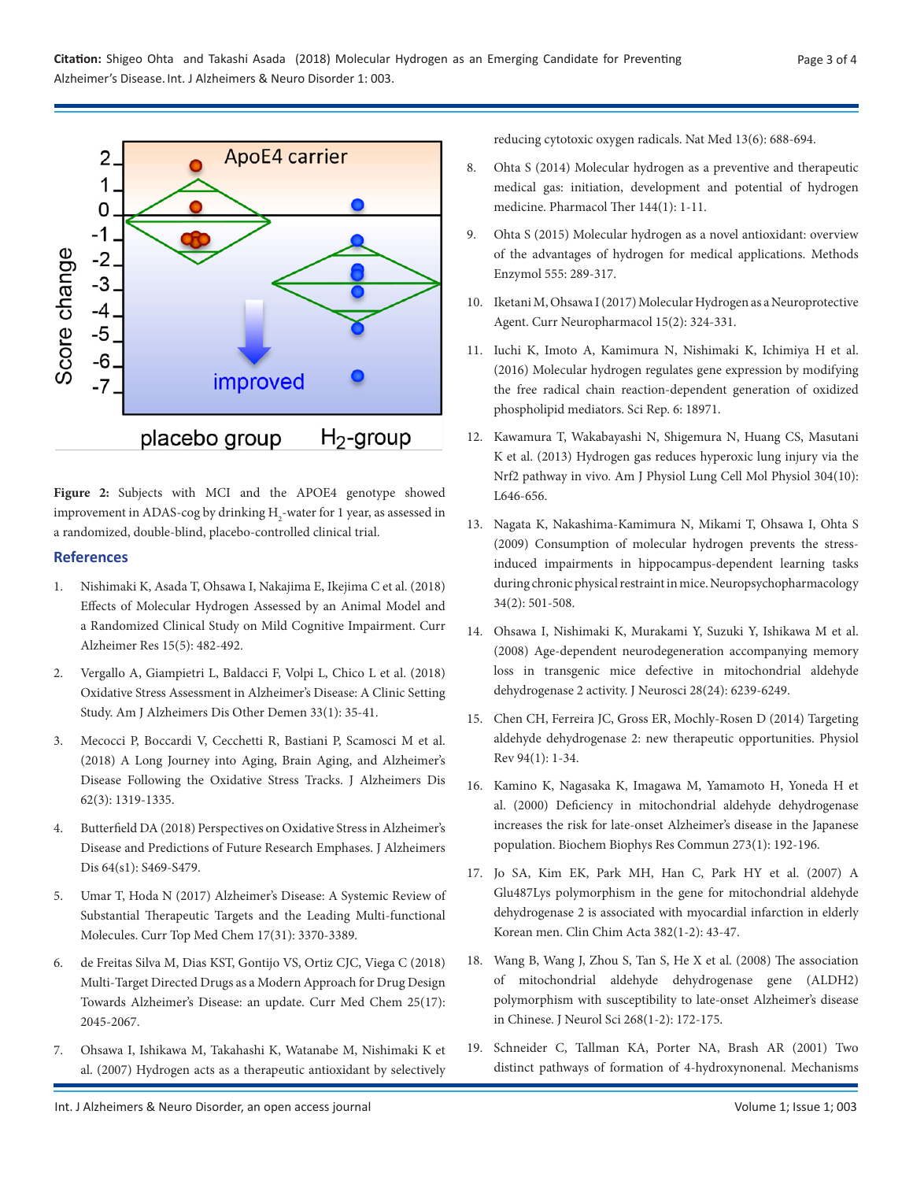**Figure 2:** Subjects with MCI and the APOE4 genotype showed improvement in ADAS-cog by drinking $H_2$-water for 1 year, as assessed in a randomized, double-blind, placebo-controlled clinical trial.

## References

1. Nishimaki K, Asada T, Ohsawa I, Nakajima E, Ikejima C et al. (2018) Effects of Molecular Hydrogen Assessed by an Animal Model and a Randomized Clinical Study on Mild Cognitive Impairment. Curr Alzheimer Res 15(5): 482-492.
2. Vergallo A, Giampietri L, Baldacci F, Volpi L, Chico L et al. (2018) Oxidative Stress Assessment in Alzheimer's Disease: A Clinic Setting Study. Am J Alzheimers Dis Other Demen 33(1): 35-41.
3. Mecocci P, Boccardi V, Cecchetti R, Bastiani P, Scamosci M et al. (2018) A Long Journey into Aging, Brain Aging, and Alzheimer's Disease Following the Oxidative Stress Tracks. J Alzheimers Dis 62(3): 1319-1335.
4. Butterfield DA (2018) Perspectives on Oxidative Stress in Alzheimer's Disease and Predictions of Future Research Emphases. J Alzheimers Dis 64(s1): S469-S479.
5. Umar T, Hoda N (2017) Alzheimer's Disease: A Systemic Review of Substantial Therapeutic Targets and the Leading Multi-functional Molecules. Curr Top Med Chem 17(31): 3370-3389.
6. de Freitas Silva M, Dias KST, Gontijo VS, Ortiz CJC, Viega C (2018) Multi-Target Directed Drugs as a Modern Approach for Drug Design Towards Alzheimer's Disease: an update. Curr Med Chem 25(17): 2045-2067.
7. Ohsawa I, Ishikawa M, Takahashi K, Watanabe M, Nishimaki K et al. (2007) Hydrogen acts as a therapeutic antioxidant by selectively reducing cytotoxic oxygen radicals. Nat Med 13(6): 688-694.
8. Ohta S (2014) Molecular hydrogen as a preventive and therapeutic medical gas: initiation, development and potential of hydrogen medicine. Pharmacol Ther 144(1): 1-11.
9. Ohta S (2015) Molecular hydrogen as a novel antioxidant: overview of the advantages of hydrogen for medical applications. Methods Enzymol 555: 289-317.
10. Iketani M, Ohsawa I (2017) Molecular Hydrogen as a Neuroprotective Agent. Curr Neuropharmacol 15(2): 324-331.
11. Iuchi K, Imoto A, Kamimura N, Nishimaki K, Ichimiya H et al. (2016) Molecular hydrogen regulates gene expression by modifying the free radical chain reaction-dependent generation of oxidized phospholipid mediators. Sci Rep. 6: 18971.
12. Kawamura T, Wakabayashi N, Shigemura N, Huang CS, Masutani K et al. (2013) Hydrogen gas reduces hyperoxic lung injury via the Nrf2 pathway in vivo. Am J Physiol Lung Cell Mol Physiol 304(10): L646-656.
13. Nagata K, Nakashima-Kamimura N, Mikami T, Ohsawa I, Ohta S (2009) Consumption of molecular hydrogen prevents the stress-induced impairments in hippocampus-dependent learning tasks during chronic physical restraint in mice. Neuropsychopharmacology 34(2): 501-508.
14. Ohsawa I, Nishimaki K, Murakami Y, Suzuki Y, Ishikawa M et al. (2008) Age-dependent neurodegeneration accompanying memory loss in transgenic mice defective in mitochondrial aldehyde dehydrogenase 2 activity. J Neurosci 28(24): 6239-6249.
15. Chen CH, Ferreira JC, Gross ER, Mochly-Rosen D (2014) Targeting aldehyde dehydrogenase 2: new therapeutic opportunities. Physiol Rev 94(1): 1-34.
16. Kamino K, Nagasaka K, Imagawa M, Yamamoto H, Yoneda H et al. (2000) Deficiency in mitochondrial aldehyde dehydrogenase increases the risk for late-onset Alzheimer's disease in the Japanese population. Biochem Biophys Res Commun 273(1): 192-196.
17. Jo SA, Kim EK, Park MH, Han C, Park HY et al. (2007) A Glu487Lys polymorphism in the gene for mitochondrial aldehyde dehydrogenase 2 is associated with myocardial infarction in elderly Korean men. Clin Chim Acta 382(1-2): 43-47.
18. Wang B, Wang J, Zhou S, Tan S, He X et al. (2008) The association of mitochondrial aldehyde dehydrogenase gene (ALDH2) polymorphism with susceptibility to late-onset Alzheimer's disease in Chinese. J Neurol Sci 268(1-2): 172-175.
19. Schneider C, Tallman KA, Porter NA, Brash AR (2001) Two distinct pathways of formation of 4-hydroxynonenal. Mechanisms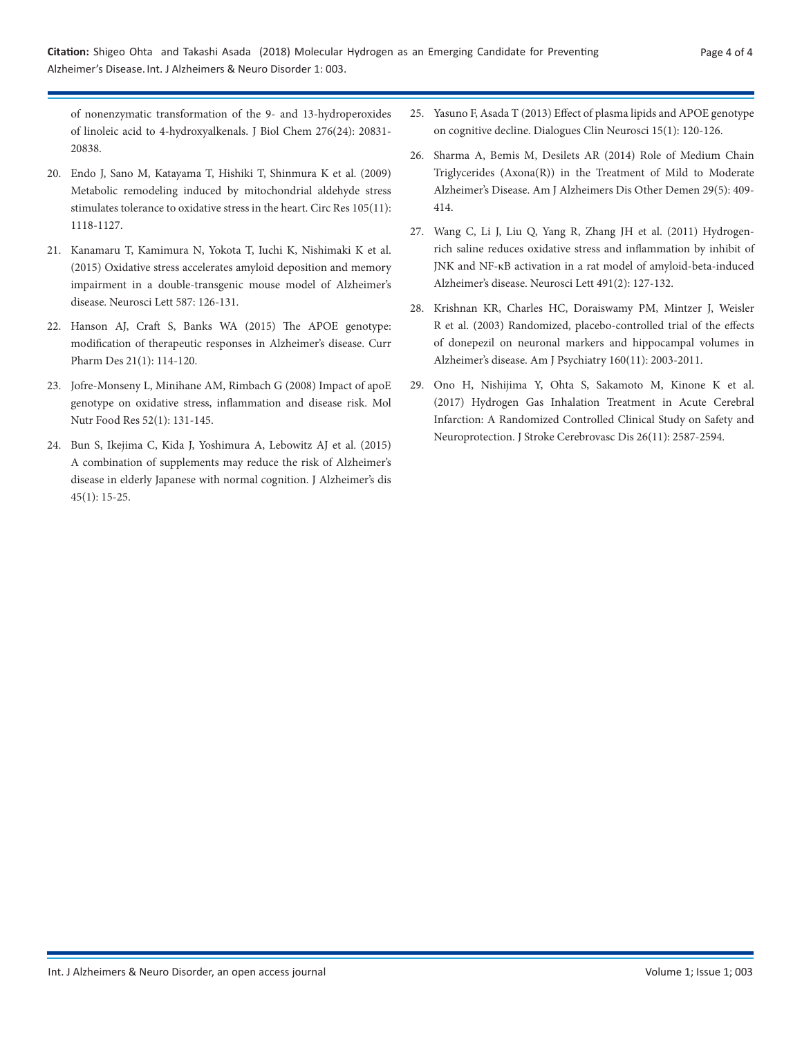of nonenzymatic transformation of the 9- and 13-hydroperoxides of linoleic acid to 4-hydroxyalkenals. J Biol Chem 276(24): 20831-20838.

20. Endo J, Sano M, Katayama T, Hishiki T, Shinmura K et al. (2009) Metabolic remodeling induced by mitochondrial aldehyde stress stimulates tolerance to oxidative stress in the heart. Circ Res 105(11): 1118-1127.

21. Kanamaru T, Kamimura N, Yokota T, Iuchi K, Nishimaki K et al. (2015) Oxidative stress accelerates amyloid deposition and memory impairment in a double-transgenic mouse model of Alzheimer's disease. Neurosci Lett 587: 126-131.

22. Hanson AJ, Craft S, Banks WA (2015) The APOE genotype: modification of therapeutic responses in Alzheimer's disease. Curr Pharm Des 21(1): 114-120.

23. Jofre-Monseny L, Minihane AM, Rimbach G (2008) Impact of apoE genotype on oxidative stress, inflammation and disease risk. Mol Nutr Food Res 52(1): 131-145.

24. Bun S, Ikejima C, Kida J, Yoshimura A, Lebowitz AJ et al. (2015) A combination of supplements may reduce the risk of Alzheimer's disease in elderly Japanese with normal cognition. J Alzheimer's dis 45(1): 15-25.

25. Yasuno F, Asada T (2013) Effect of plasma lipids and APOE genotype on cognitive decline. Dialogues Clin Neurosci 15(1): 120-126.

26. Sharma A, Bemis M, Desilets AR (2014) Role of Medium Chain Triglycerides (Axona(R)) in the Treatment of Mild to Moderate Alzheimer's Disease. Am J Alzheimers Dis Other Demen 29(5): 409-414.

27. Wang C, Li J, Liu Q, Yang R, Zhang JH et al. (2011) Hydrogen-rich saline reduces oxidative stress and inflammation by inhibit of JNK and NF-κB activation in a rat model of amyloid-beta-induced Alzheimer's disease. Neurosci Lett 491(2): 127-132.

28. Krishnan KR, Charles HC, Doraiswamy PM, Mintzer J, Weisler R et al. (2003) Randomized, placebo-controlled trial of the effects of donepezil on neuronal markers and hippocampal volumes in Alzheimer's disease. Am J Psychiatry 160(11): 2003-2011.

29. Ono H, Nishijima Y, Ohta S, Sakamoto M, Kinone K et al. (2017) Hydrogen Gas Inhalation Treatment in Acute Cerebral Infarction: A Randomized Controlled Clinical Study on Safety and Neuroprotection. J Stroke Cerebrovasc Dis 26(11): 2587-2594.